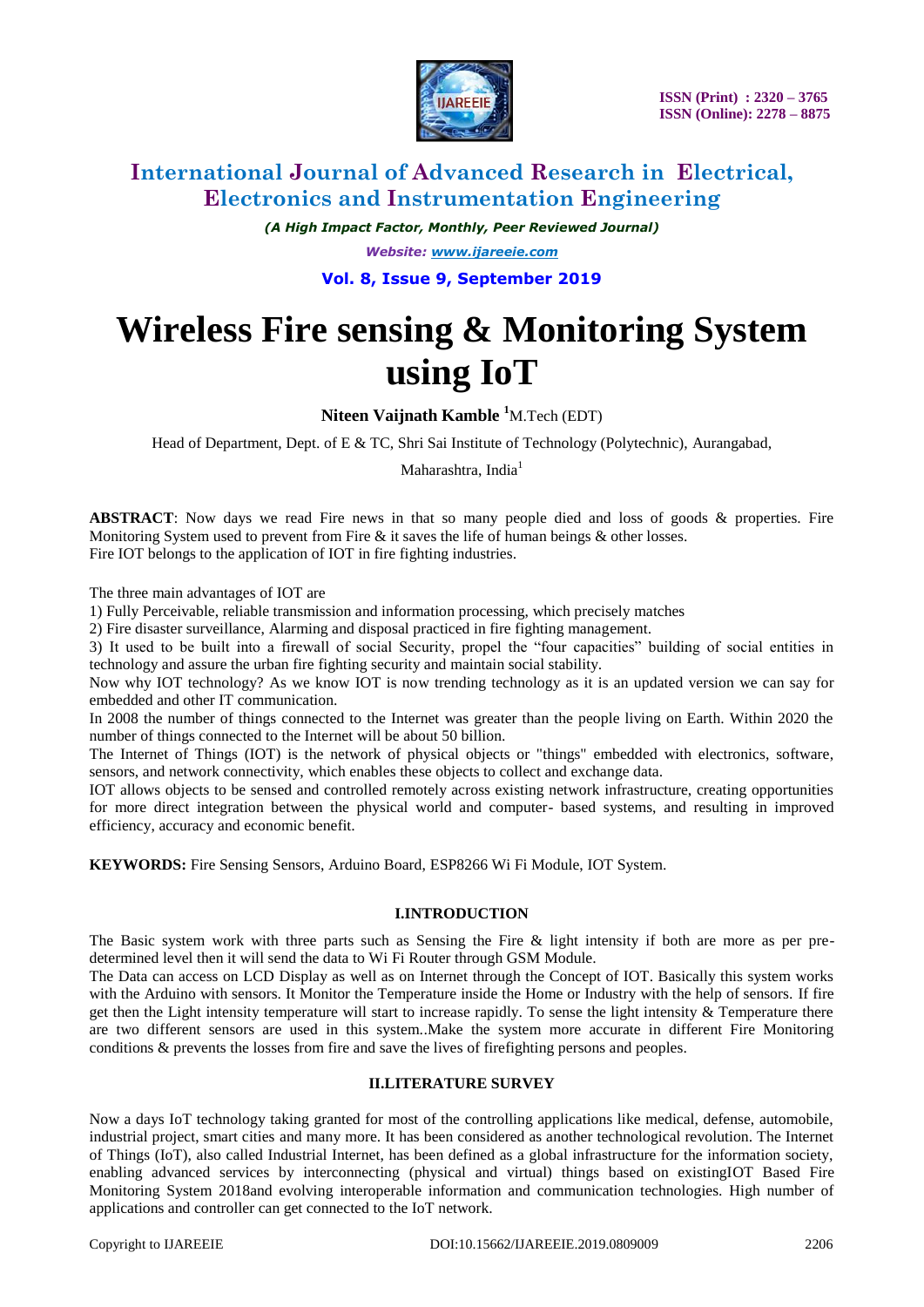# International Journal of Advanced Research in Electrical, Electronics and Instrumentation Engineering

*(A High Impact Factor, Monthly, Peer Reviewed Journal)*

*Website: www.ijareeie.com*

**Vol. 8, Issue 9, September 2019**

# Wireless Fire sensing & Monitoring System using IoT

**Niteen Vaijnath Kamble** [1]M.Tech (EDT)

Head of Department, Dept. of E & TC, Shri Sai Institute of Technology (Polytechnic), Aurangabad, Maharashtra, India[1]

**ABSTRACT**: Now days we read Fire news in that so many people died and loss of goods & properties. Fire Monitoring System used to prevent from Fire & it saves the life of human beings & other losses.
Fire IOT belongs to the application of IOT in fire fighting industries.

The three main advantages of IOT are

1) Fully Perceivable, reliable transmission and information processing, which precisely matches
2) Fire disaster surveillance, Alarming and disposal practiced in fire fighting management.
3) It used to be built into a firewall of social Security, propel the "four capacities" building of social entities in technology and assure the urban fire fighting security and maintain social stability.

Now why IOT technology? As we know IOT is now trending technology as it is an updated version we can say for embedded and other IT communication.

In 2008 the number of things connected to the Internet was greater than the people living on Earth. Within 2020 the number of things connected to the Internet will be about 50 billion.

The Internet of Things (IOT) is the network of physical objects or "things" embedded with electronics, software, sensors, and network connectivity, which enables these objects to collect and exchange data.

IOT allows objects to be sensed and controlled remotely across existing network infrastructure, creating opportunities for more direct integration between the physical world and computer- based systems, and resulting in improved efficiency, accuracy and economic benefit.

**KEYWORDS:** Fire Sensing Sensors, Arduino Board, ESP8266 Wi Fi Module, IOT System.

## I.INTRODUCTION

The Basic system work with three parts such as Sensing the Fire & light intensity if both are more as per pre-determined level then it will send the data to Wi Fi Router through GSM Module.

The Data can access on LCD Display as well as on Internet through the Concept of IOT. Basically this system works with the Arduino with sensors. It Monitor the Temperature inside the Home or Industry with the help of sensors. If fire get then the Light intensity temperature will start to increase rapidly. To sense the light intensity & Temperature there are two different sensors are used in this system..Make the system more accurate in different Fire Monitoring conditions & prevents the losses from fire and save the lives of firefighting persons and peoples.

## II.LITERATURE SURVEY

Now a days IoT technology taking granted for most of the controlling applications like medical, defense, automobile, industrial project, smart cities and many more. It has been considered as another technological revolution. The Internet of Things (IoT), also called Industrial Internet, has been defined as a global infrastructure for the information society, enabling advanced services by interconnecting (physical and virtual) things based on existingIOT Based Fire Monitoring System 2018and evolving interoperable information and communication technologies. High number of applications and controller can get connected to the IoT network.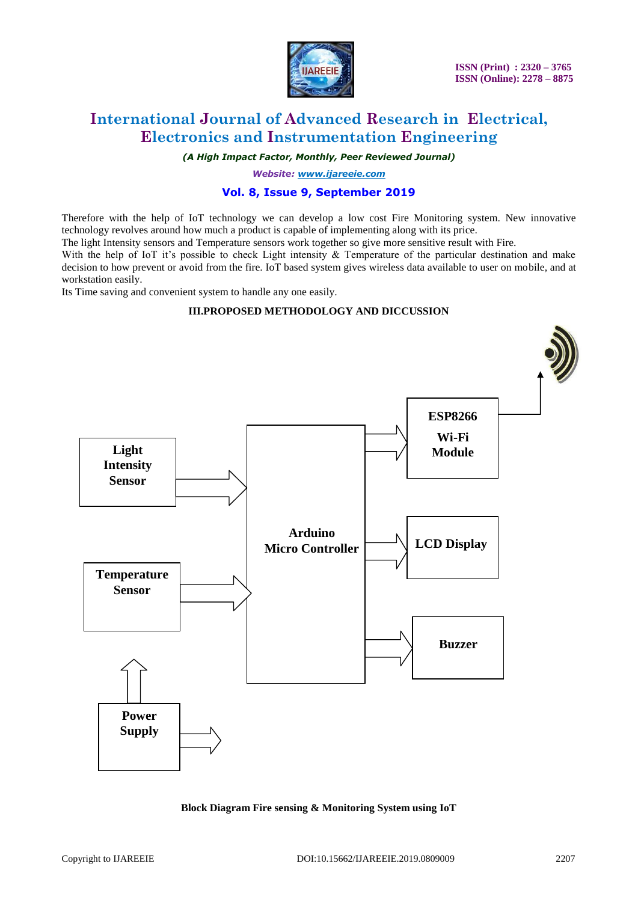Therefore with the help of IoT technology we can develop a low cost Fire Monitoring system. New innovative technology revolves around how much a product is capable of implementing along with its price.

The light Intensity sensors and Temperature sensors work together so give more sensitive result with Fire.

With the help of IoT it's possible to check Light intensity & Temperature of the particular destination and make decision to how prevent or avoid from the fire. IoT based system gives wireless data available to user on mobile, and at workstation easily.

Its Time saving and convenient system to handle any one easily.

## III.PROPOSED METHODOLOGY AND DICCUSSION

Light Intensity Sensor

Temperature Sensor

Power Supply

Arduino Micro Controller

ESP8266 Wi-Fi Module

LCD Display

Buzzer

**Block Diagram Fire sensing & Monitoring System using IoT**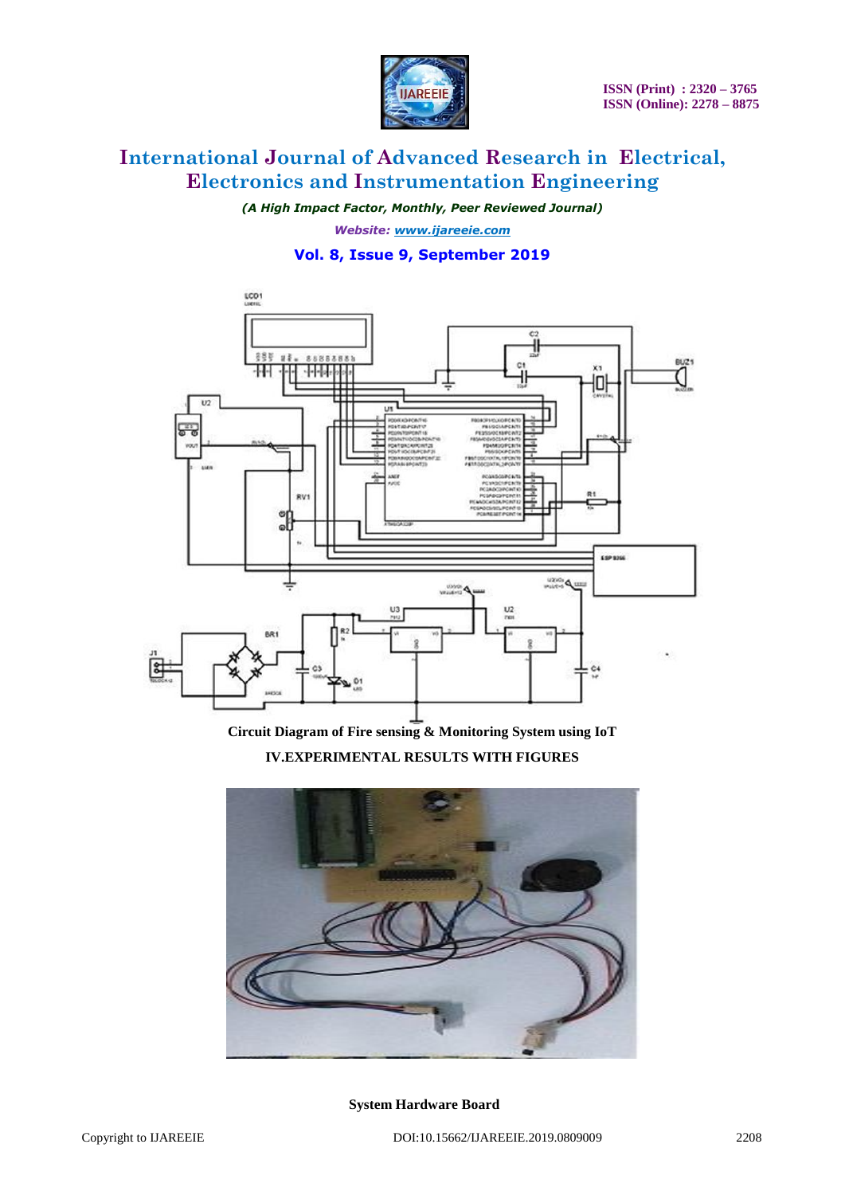Circuit Diagram of Fire sensing & Monitoring System using IoT

## IV.EXPERIMENTAL RESULTS WITH FIGURES

System Hardware Board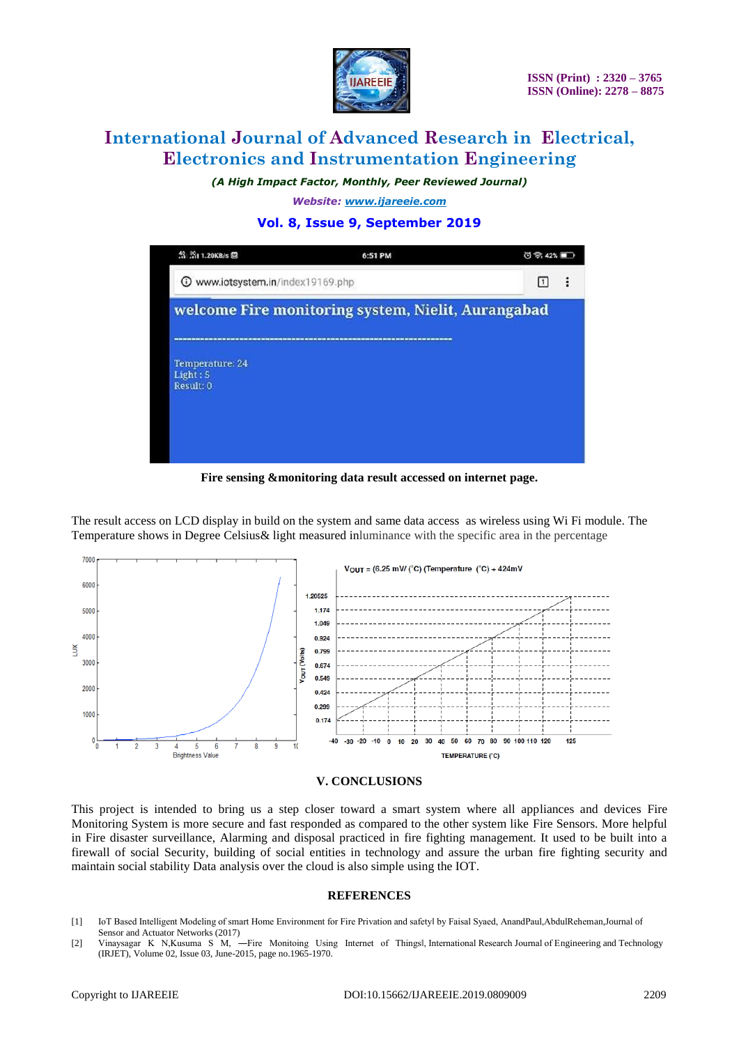Fire sensing &monitoring data result accessed on internet page.

The result access on LCD display in build on the system and same data access as wireless using Wi Fi module. The Temperature shows in Degree Celsius& light measured inluminance with the specific area in the percentage

## V. CONCLUSIONS

This project is intended to bring us a step closer toward a smart system where all appliances and devices Fire Monitoring System is more secure and fast responded as compared to the other system like Fire Sensors. More helpful in Fire disaster surveillance, Alarming and disposal practiced in fire fighting management. It used to be built into a firewall of social Security, building of social entities in technology and assure the urban fire fighting security and maintain social stability Data analysis over the cloud is also simple using the IOT.

## REFERENCES

[1] IoT Based Intelligent Modeling of smart Home Environment for Fire Privation and safetyl by Faisal Syaed, AnandPaul,AbdulReheman,Journal of Sensor and Actuator Networks (2017)

[2] Vinaysagar K N,Kusuma S M, ―Fire Monitoing Using Internet of Thingsl, International Research Journal of Engineering and Technology (IRJET), Volume 02, Issue 03, June-2015, page no.1965-1970.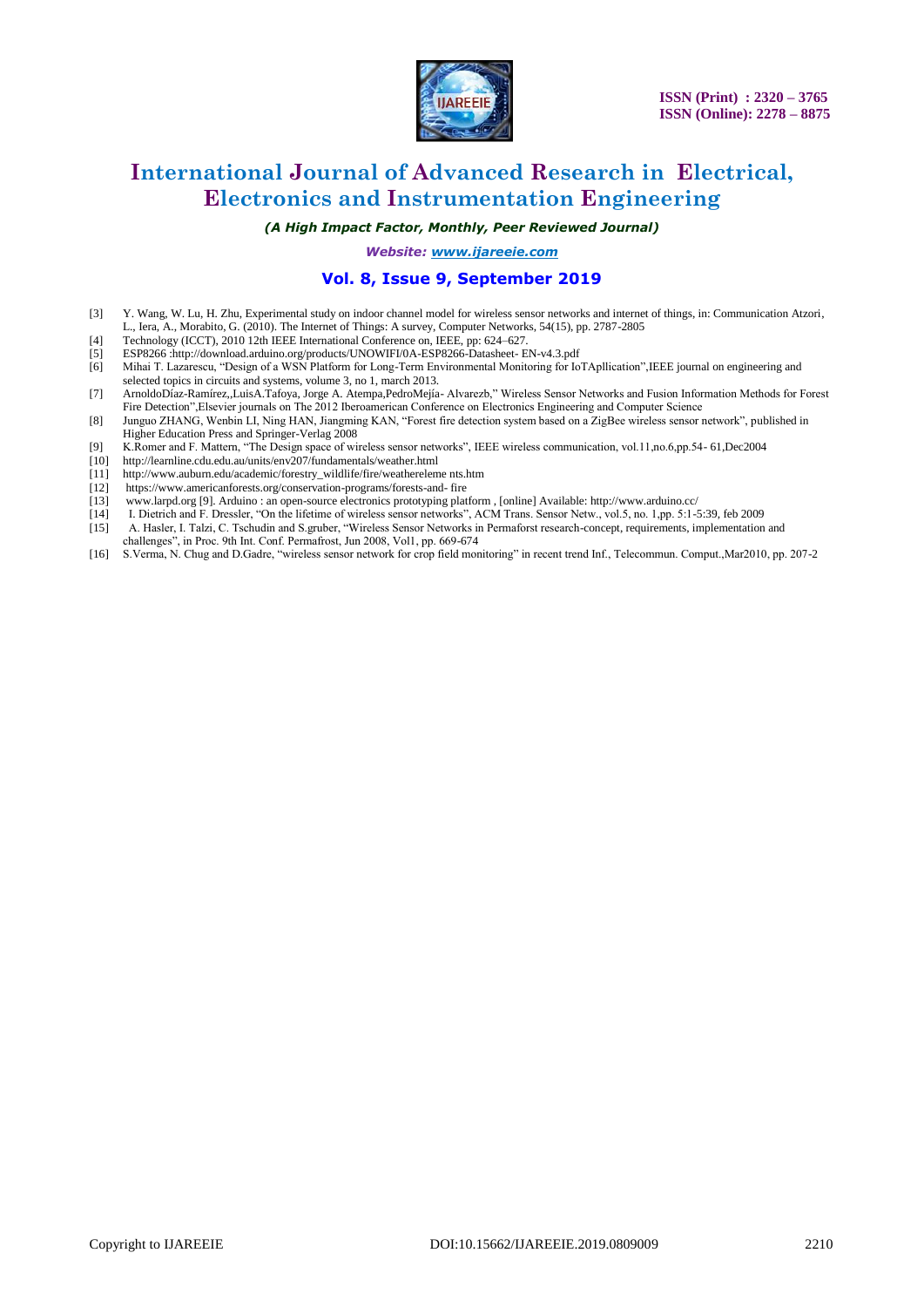[3] Y. Wang, W. Lu, H. Zhu, Experimental study on indoor channel model for wireless sensor networks and internet of things, in: Communication Atzori, L., Iera, A., Morabito, G. (2010). The Internet of Things: A survey, Computer Networks, 54(15), pp. 2787-2805

[4] Technology (ICCT), 2010 12th IEEE International Conference on, IEEE, pp: 624–627.

[5] ESP8266 :http://download.arduino.org/products/UNOWIFI/0A-ESP8266-Datasheet- EN-v4.3.pdf

[6] Mihai T. Lazarescu, "Design of a WSN Platform for Long-Term Environmental Monitoring for IoTApllication",IEEE journal on engineering and selected topics in circuits and systems, volume 3, no 1, march 2013.

[7] ArnoldoDíaz-Ramírez,,LuisA.Tafoya, Jorge A. Atempa,PedroMejía- Alvarezb," Wireless Sensor Networks and Fusion Information Methods for Forest Fire Detection",Elsevier journals on The 2012 Iberoamerican Conference on Electronics Engineering and Computer Science

[8] Junguo ZHANG, Wenbin LI, Ning HAN, Jiangming KAN, "Forest fire detection system based on a ZigBee wireless sensor network", published in Higher Education Press and Springer-Verlag 2008

[9] K.Romer and F. Mattern, "The Design space of wireless sensor networks", IEEE wireless communication, vol.11,no.6,pp.54- 61,Dec2004

[10] http://learnline.cdu.edu.au/units/env207/fundamentals/weather.html

[11] http://www.auburn.edu/academic/forestry_wildlife/fire/weathereleme nts.htm

[12] https://www.americanforests.org/conservation-programs/forests-and- fire

[13] www.larpd.org [9]. Arduino : an open-source electronics prototyping platform , [online] Available: http://www.arduino.cc/

[14] I. Dietrich and F. Dressler, "On the lifetime of wireless sensor networks", ACM Trans. Sensor Netw., vol.5, no. 1,pp. 5:1-5:39, feb 2009

[15] A. Hasler, I. Talzi, C. Tschudin and S.gruber, "Wireless Sensor Networks in Permaforst research-concept, requirements, implementation and challenges", in Proc. 9th Int. Conf. Permafrost, Jun 2008, Vol1, pp. 669-674

[16] S.Verma, N. Chug and D.Gadre, "wireless sensor network for crop field monitoring" in recent trend Inf., Telecommun. Comput.,Mar2010, pp. 207-2